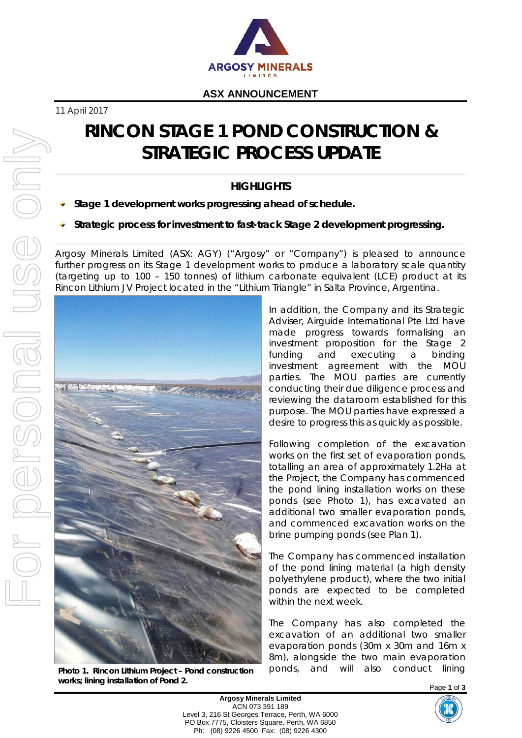ASX ANNOUNCEMENT

11 April 2017

# RINCON STAGE 1 POND CONSTRUCTION & STRATEGIC PROCESS UPDATE

## HIGHLIGHTS

- **Stage 1 development works progressing ahead of schedule.**
- **Strategic process for investment to fast-track Stage 2 development progressing.**

Argosy Minerals Limited (ASX: AGY) ("Argosy" or "Company") is pleased to announce further progress on its Stage 1 development works to produce a laboratory scale quantity (targeting up to 100 – 150 tonnes) of lithium carbonate equivalent (LCE) product at its Rincon Lithium JV Project located in the "Lithium Triangle" in Salta Province, Argentina.

**Photo 1. Rincon Lithium Project – Pond construction works; lining installation of Pond 2.**

In addition, the Company and its Strategic Adviser, Airguide International Pte Ltd have made progress towards formalising an investment proposition for the Stage 2 funding and executing a binding investment agreement with the MOU parties. The MOU parties are currently conducting their due diligence process and reviewing the dataroom established for this purpose. The MOU parties have expressed a desire to progress this as quickly as possible.

Following completion of the excavation works on the first set of evaporation ponds, totalling an area of approximately 1.2Ha at the Project, the Company has commenced the pond lining installation works on these ponds (see Photo 1), has excavated an additional two smaller evaporation ponds, and commenced excavation works on the brine pumping ponds (see Plan 1).

The Company has commenced installation of the pond lining material (a high density polyethylene product), where the two initial ponds are expected to be completed within the next week.

The Company has also completed the excavation of an additional two smaller evaporation ponds (30m x 30m and 16m x 8m), alongside the two main evaporation ponds, and will also conduct lining

Argosy Minerals Limited
ACN 073 391 189
Level 3, 216 St Georges Terrace, Perth, WA 6000
PO Box 7775, Cloisters Square, Perth, WA 6850
Ph: (08) 9226 4500 Fax: (08) 9226 4300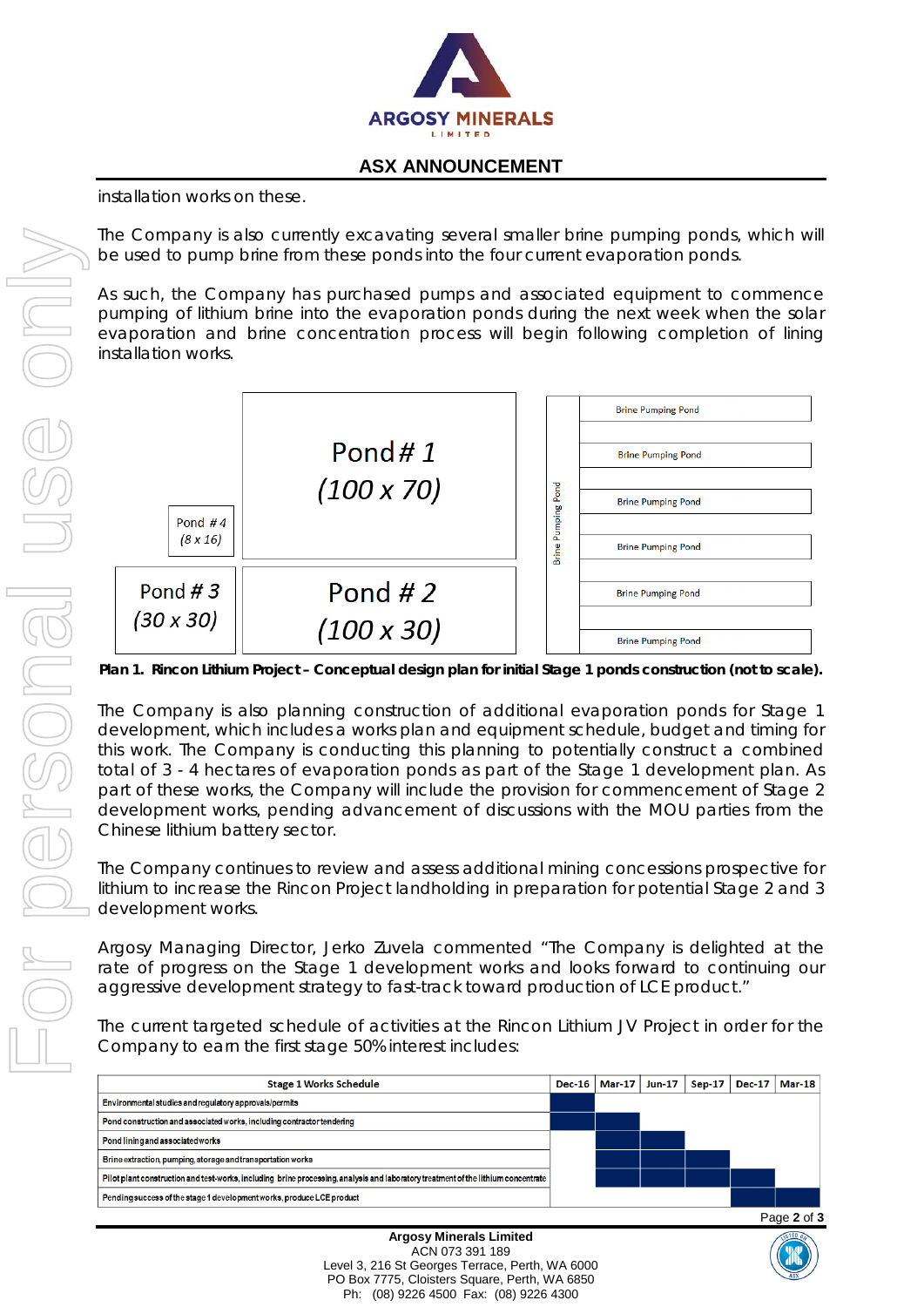installation works on these.

The Company is also currently excavating several smaller brine pumping ponds, which will be used to pump brine from these ponds into the four current evaporation ponds.

As such, the Company has purchased pumps and associated equipment to commence pumping of lithium brine into the evaporation ponds during the next week when the solar evaporation and brine concentration process will begin following completion of lining installation works.

Pond # 1 (100 x 70)

Pond # 2 (100 x 30)

Pond # 3 (30 x 30)

Pond # 4 (8 x 16)

Brine Pumping Pond

**Plan 1. Rincon Lithium Project – Conceptual design plan for initial Stage 1 ponds construction (not to scale).**

The Company is also planning construction of additional evaporation ponds for Stage 1 development, which includes a works plan and equipment schedule, budget and timing for this work. The Company is conducting this planning to potentially construct a combined total of 3 - 4 hectares of evaporation ponds as part of the Stage 1 development plan. As part of these works, the Company will include the provision for commencement of Stage 2 development works, pending advancement of discussions with the MOU parties from the Chinese lithium battery sector.

The Company continues to review and assess additional mining concessions prospective for lithium to increase the Rincon Project landholding in preparation for potential Stage 2 and 3 development works.

Argosy Managing Director, Jerko Zuvela commented "The Company is delighted at the rate of progress on the Stage 1 development works and looks forward to continuing our aggressive development strategy to fast-track toward production of LCE product."

The current targeted schedule of activities at the Rincon Lithium JV Project in order for the Company to earn the first stage 50% interest includes:

| Stage 1 Works Schedule | Dec-16 | Mar-17 | Jun-17 | Sep-17 | Dec-17 | Mar-18 |
|---|---|---|---|---|---|---|
| Environmental studies and regulatory approvals/permits | ■ | | | | | |
| Pond construction and associated works, including contractor tendering | ■ | ■ | | | | |
| Pond lining and associated works | | ■ | ■ | | | |
| Brine extraction, pumping, storage and transportation works | | ■ | ■ | ■ | | |
| Pilot plant construction and test-works, including brine processing, analysis and laboratory treatment of the lithium concentrate | | ■ | ■ | ■ | ■ | |
| Pending success of the stage 1 development works, produce LCE product | | | | | ■ | ■ |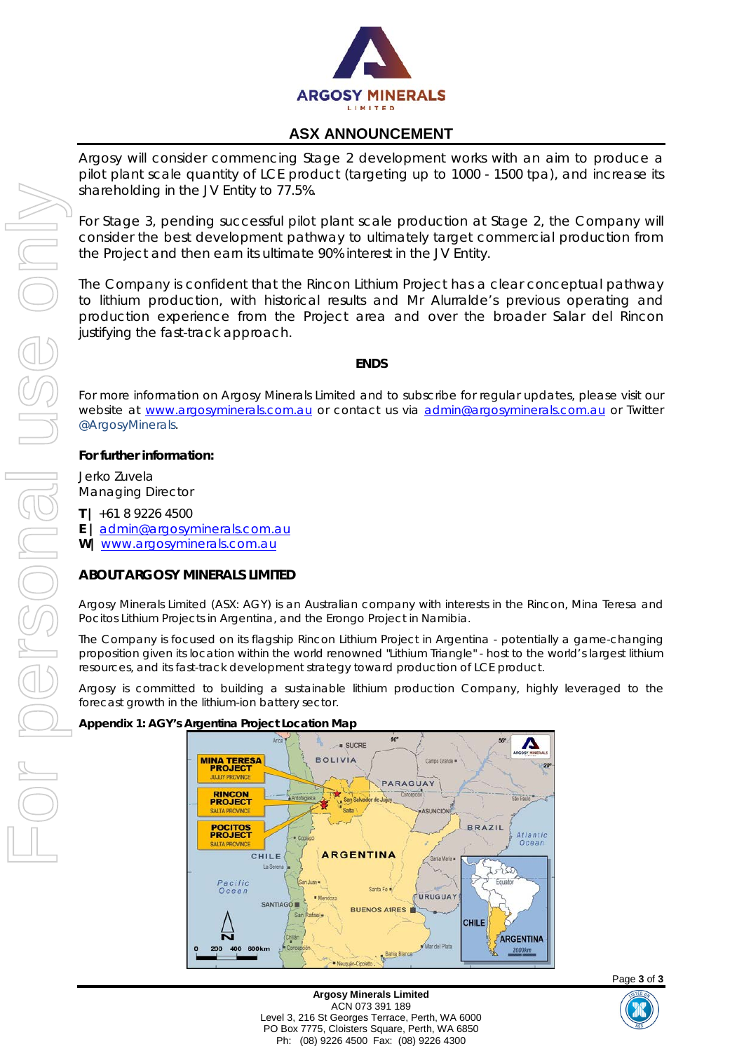# ASX ANNOUNCEMENT

Argosy will consider commencing Stage 2 development works with an aim to produce a pilot plant scale quantity of LCE product (targeting up to 1000 - 1500 tpa), and increase its shareholding in the JV Entity to 77.5%.

For Stage 3, pending successful pilot plant scale production at Stage 2, the Company will consider the best development pathway to ultimately target commercial production from the Project and then earn its ultimate 90% interest in the JV Entity.

The Company is confident that the Rincon Lithium Project has a clear conceptual pathway to lithium production, with historical results and Mr Alurralde's previous operating and production experience from the Project area and over the broader Salar del Rincon justifying the fast-track approach.

**ENDS**

For more information on Argosy Minerals Limited and to subscribe for regular updates, please visit our website at www.argosyminerals.com.au or contact us via admin@argosyminerals.com.au or Twitter @ArgosyMinerals.

**For further information:**

Jerko Zuvela
Managing Director

**T |** +61 8 9226 4500
**E |** admin@argosyminerals.com.au
**W|** www.argosyminerals.com.au

## ABOUT ARGOSY MINERALS LIMITED

Argosy Minerals Limited (ASX: AGY) is an Australian company with interests in the Rincon, Mina Teresa and Pocitos Lithium Projects in Argentina, and the Erongo Project in Namibia.

The Company is focused on its flagship Rincon Lithium Project in Argentina - potentially a game-changing proposition given its location within the world renowned "Lithium Triangle" - host to the world's largest lithium resources, and its fast-track development strategy toward production of LCE product.

Argosy is committed to building a sustainable lithium production Company, highly leveraged to the forecast growth in the lithium-ion battery sector.

**Appendix 1: AGY's Argentina Project Location Map**

MINA TERESA PROJECT
JUJUY PROVINCE
RINCON PROJECT
SALTA PROVINCE
POCITOS PROJECT
SALTA PROVINCE
BOLIVIA
PARAGUAY
BRAZIL
ARGENTINA
CHILE
URUGUAY
Pacific Ocean
Atlantic Ocean
SUCRE
ASUNCION
SANTIAGO
BUENOS AIRES
San Salvador de Jujuy
Salta
0 200 400 600km

Argosy Minerals Limited
ACN 073 391 189
Level 3, 216 St Georges Terrace, Perth, WA 6000
PO Box 7775, Cloisters Square, Perth, WA 6850
Ph: (08) 9226 4500 Fax: (08) 9226 4300